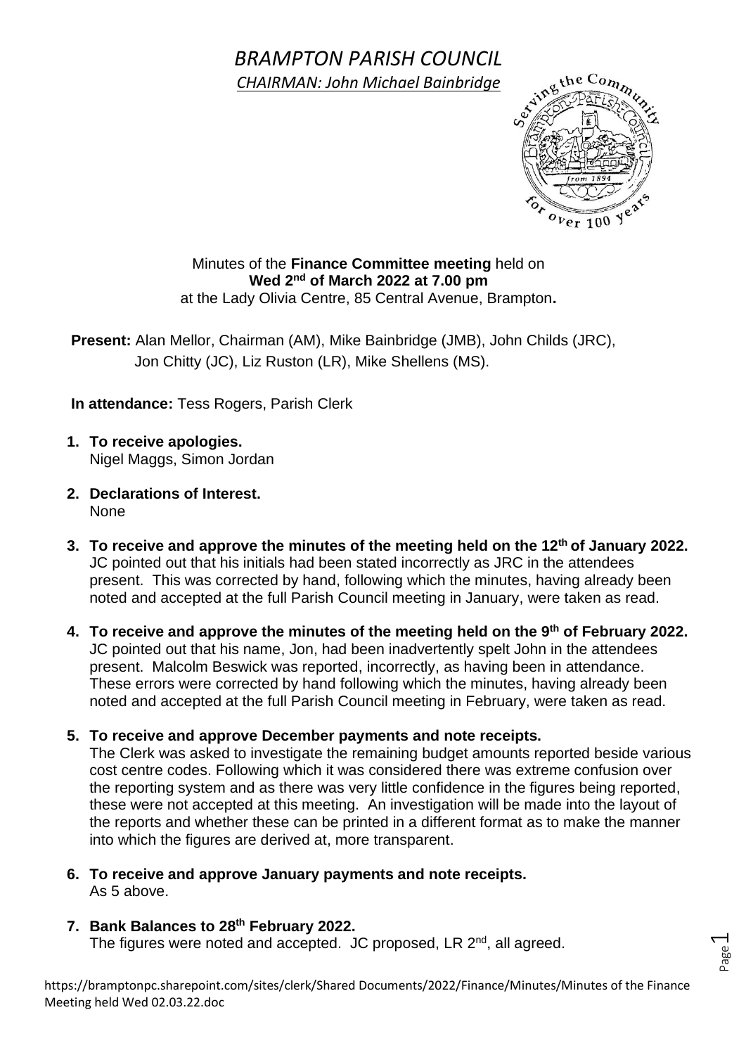# *BRAMPTON PARISH COUNCIL*

*CHAIRMAN: John Michael Bainbridge*

Minutes of the **Finance Committee meeting** held on
**Wed 2nd of March 2022 at 7.00 pm**
at the Lady Olivia Centre, 85 Central Avenue, Brampton**.**

**Present:** Alan Mellor, Chairman (AM), Mike Bainbridge (JMB), John Childs (JRC), Jon Chitty (JC), Liz Ruston (LR), Mike Shellens (MS).

**In attendance:** Tess Rogers, Parish Clerk

1. **To receive apologies.**
   Nigel Maggs, Simon Jordan

2. **Declarations of Interest.**
   None

3. **To receive and approve the minutes of the meeting held on the 12th of January 2022.**
   JC pointed out that his initials had been stated incorrectly as JRC in the attendees present. This was corrected by hand, following which the minutes, having already been noted and accepted at the full Parish Council meeting in January, were taken as read.

4. **To receive and approve the minutes of the meeting held on the 9th of February 2022.**
   JC pointed out that his name, Jon, had been inadvertently spelt John in the attendees present. Malcolm Beswick was reported, incorrectly, as having been in attendance. These errors were corrected by hand following which the minutes, having already been noted and accepted at the full Parish Council meeting in February, were taken as read.

5. **To receive and approve December payments and note receipts.**
   The Clerk was asked to investigate the remaining budget amounts reported beside various cost centre codes. Following which it was considered there was extreme confusion over the reporting system and as there was very little confidence in the figures being reported, these were not accepted at this meeting. An investigation will be made into the layout of the reports and whether these can be printed in a different format as to make the manner into which the figures are derived at, more transparent.

6. **To receive and approve January payments and note receipts.**
   As 5 above.

7. **Bank Balances to 28th February 2022.**
   The figures were noted and accepted. JC proposed, LR 2nd, all agreed.

https://bramptonpc.sharepoint.com/sites/clerk/Shared Documents/2022/Finance/Minutes/Minutes of the Finance Meeting held Wed 02.03.22.doc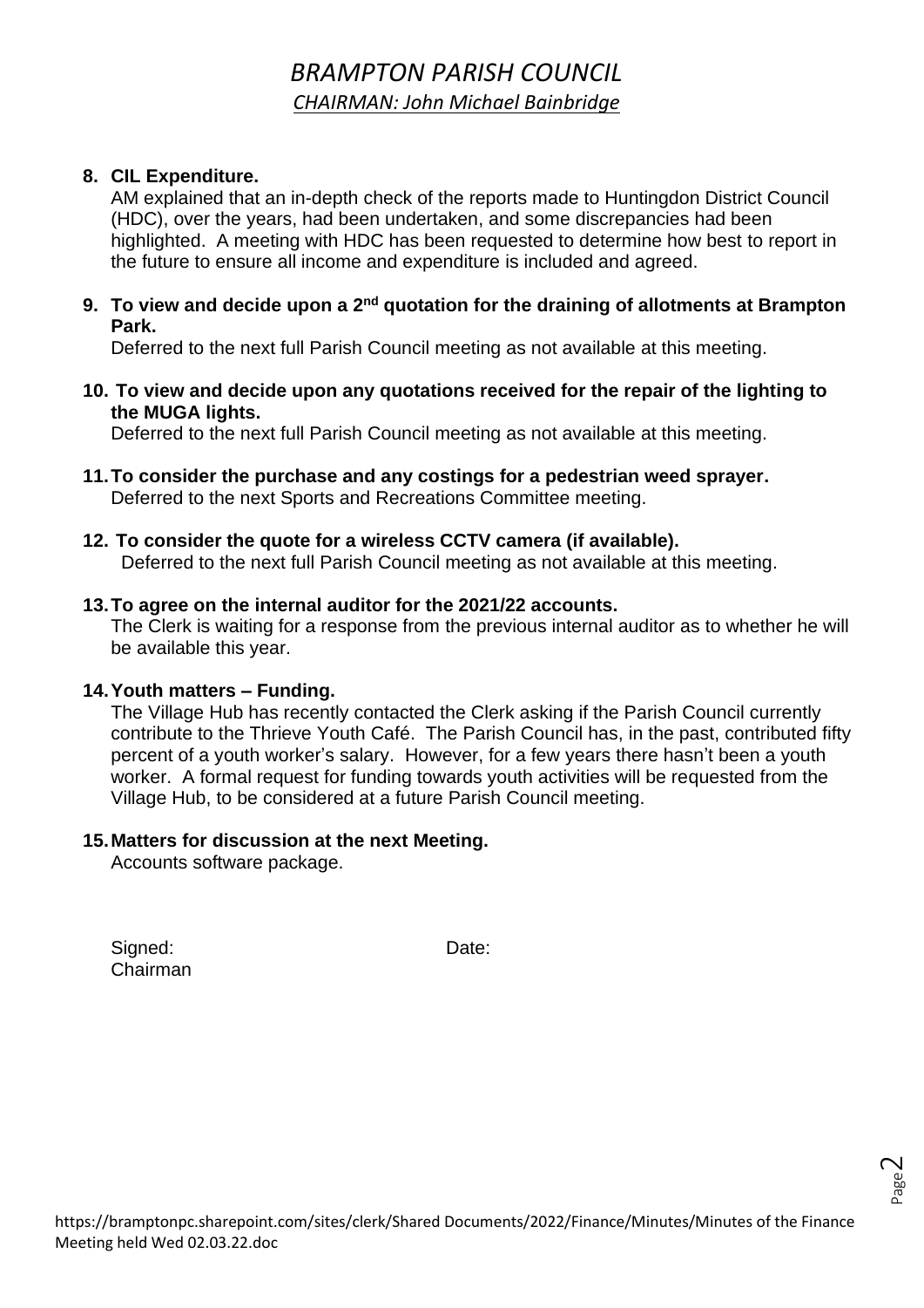# BRAMPTON PARISH COUNCIL

*CHAIRMAN: John Michael Bainbridge*

**8. CIL Expenditure.**

AM explained that an in-depth check of the reports made to Huntingdon District Council (HDC), over the years, had been undertaken, and some discrepancies had been highlighted. A meeting with HDC has been requested to determine how best to report in the future to ensure all income and expenditure is included and agreed.

**9. To view and decide upon a 2nd quotation for the draining of allotments at Brampton Park.**

Deferred to the next full Parish Council meeting as not available at this meeting.

**10. To view and decide upon any quotations received for the repair of the lighting to the MUGA lights.**

Deferred to the next full Parish Council meeting as not available at this meeting.

**11. To consider the purchase and any costings for a pedestrian weed sprayer.**

Deferred to the next Sports and Recreations Committee meeting.

**12. To consider the quote for a wireless CCTV camera (if available).**

Deferred to the next full Parish Council meeting as not available at this meeting.

**13. To agree on the internal auditor for the 2021/22 accounts.**

The Clerk is waiting for a response from the previous internal auditor as to whether he will be available this year.

**14. Youth matters – Funding.**

The Village Hub has recently contacted the Clerk asking if the Parish Council currently contribute to the Thrieve Youth Café. The Parish Council has, in the past, contributed fifty percent of a youth worker's salary. However, for a few years there hasn't been a youth worker. A formal request for funding towards youth activities will be requested from the Village Hub, to be considered at a future Parish Council meeting.

**15. Matters for discussion at the next Meeting.**

Accounts software package.

Signed: Date:

Chairman

https://bramptonpc.sharepoint.com/sites/clerk/Shared Documents/2022/Finance/Minutes/Minutes of the Finance Meeting held Wed 02.03.22.doc